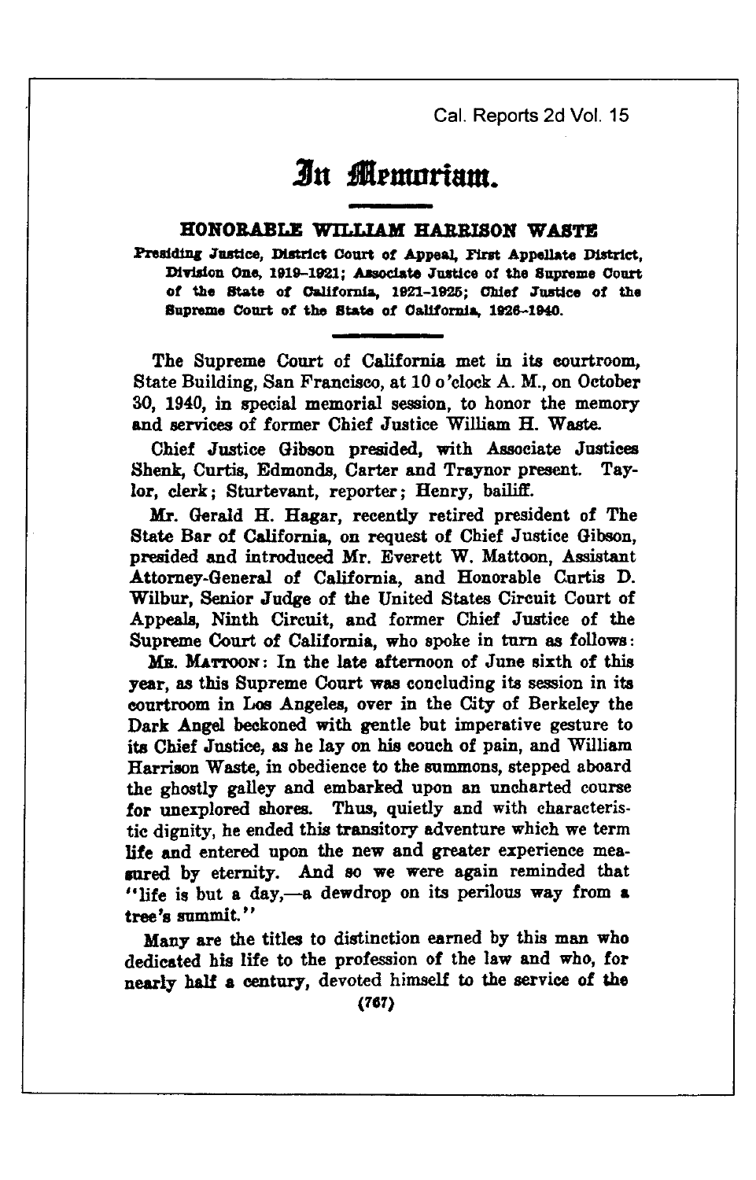# In Memoriam.

## HONORABLE WILLIAM HARRISON WASTE

**Presiding Justice, District Court of Appeal, First Appellate District, Division One, 1919–1921; Associate Justice of the Supreme Court of the State of California, 1921–1925; Chief Justice of the Supreme Court of the State of California, 1926–1940.**

The Supreme Court of California met in its courtroom, State Building, San Francisco, at 10 o'clock A. M., on October 30, 1940, in special memorial session, to honor the memory and services of former Chief Justice William H. Waste.

Chief Justice Gibson presided, with Associate Justices Shenk, Curtis, Edmonds, Carter and Traynor present. Taylor, clerk; Sturtevant, reporter; Henry, bailiff.

Mr. Gerald H. Hagar, recently retired president of The State Bar of California, on request of Chief Justice Gibson, presided and introduced Mr. Everett W. Mattoon, Assistant Attorney-General of California, and Honorable Curtis D. Wilbur, Senior Judge of the United States Circuit Court of Appeals, Ninth Circuit, and former Chief Justice of the Supreme Court of California, who spoke in turn as follows:

MR. MATTOON: In the late afternoon of June sixth of this year, as this Supreme Court was concluding its session in its courtroom in Los Angeles, over in the City of Berkeley the Dark Angel beckoned with gentle but imperative gesture to its Chief Justice, as he lay on his couch of pain, and William Harrison Waste, in obedience to the summons, stepped aboard the ghostly galley and embarked upon an uncharted course for unexplored shores. Thus, quietly and with characteristic dignity, he ended this transitory adventure which we term life and entered upon the new and greater experience measured by eternity. And so we were again reminded that "life is but a day,—a dewdrop on its perilous way from a tree's summit."

Many are the titles to distinction earned by this man who dedicated his life to the profession of the law and who, for nearly half a century, devoted himself to the service of the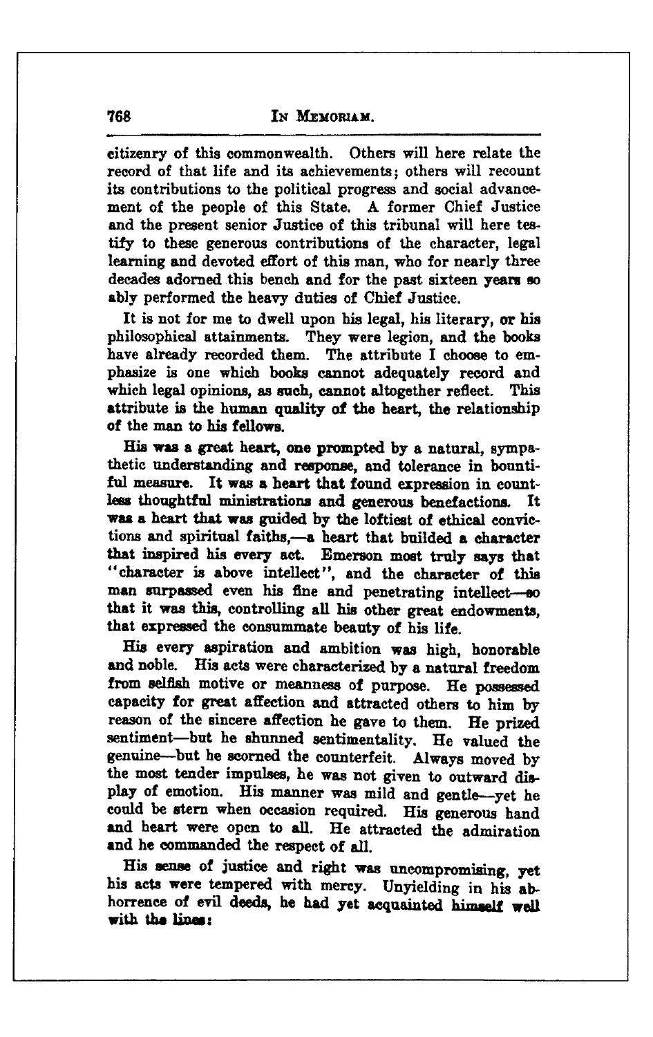citizenry of this commonwealth. Others will here relate the record of that life and its achievements; others will recount its contributions to the political progress and social advancement of the people of this State. A former Chief Justice and the present senior Justice of this tribunal will here testify to these generous contributions of the character, legal learning and devoted effort of this man, who for nearly three decades adorned this bench and for the past sixteen years so ably performed the heavy duties of Chief Justice.

It is not for me to dwell upon his legal, his literary, or his philosophical attainments. They were legion, and the books have already recorded them. The attribute I choose to emphasize is one which books cannot adequately record and which legal opinions, as such, cannot altogether reflect. This attribute is the human quality of the heart, the relationship of the man to his fellows.

His was a great heart, one prompted by a natural, sympathetic understanding and response, and tolerance in bountiful measure. It was a heart that found expression in countless thoughtful ministrations and generous benefactions. It was a heart that was guided by the loftiest of ethical convictions and spiritual faiths,—a heart that builded a character that inspired his every act. Emerson most truly says that "character is above intellect", and the character of this man surpassed even his fine and penetrating intellect—so that it was this, controlling all his other great endowments, that expressed the consummate beauty of his life.

His every aspiration and ambition was high, honorable and noble. His acts were characterized by a natural freedom from selfish motive or meanness of purpose. He possessed capacity for great affection and attracted others to him by reason of the sincere affection he gave to them. He prized sentiment—but he shunned sentimentality. He valued the genuine—but he scorned the counterfeit. Always moved by the most tender impulses, he was not given to outward display of emotion. His manner was mild and gentle—yet he could be stern when occasion required. His generous hand and heart were open to all. He attracted the admiration and he commanded the respect of all.

His sense of justice and right was uncompromising, yet his acts were tempered with mercy. Unyielding in his abhorrence of evil deeds, he had yet acquainted himself well with the lines: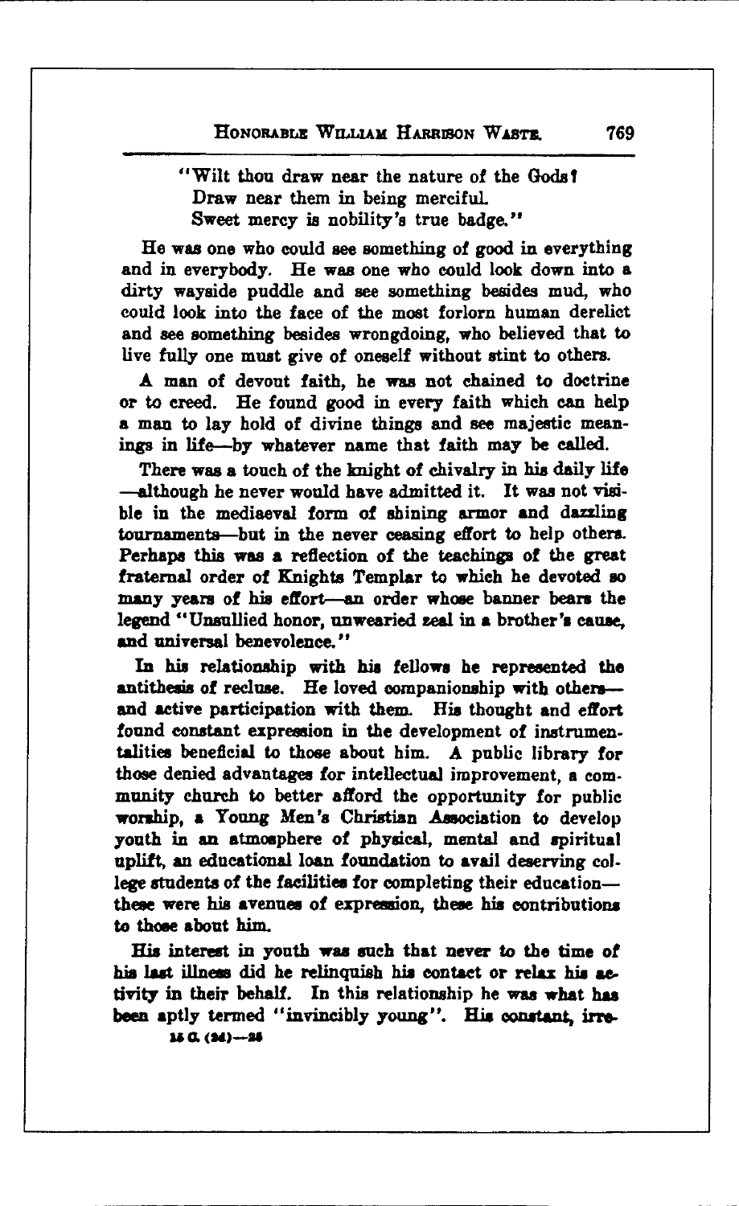"Wilt thou draw near the nature of the Gods?
Draw near them in being merciful.
Sweet mercy is nobility's true badge."

He was one who could see something of good in everything and in everybody. He was one who could look down into a dirty wayside puddle and see something besides mud, who could look into the face of the most forlorn human derelict and see something besides wrongdoing, who believed that to live fully one must give of oneself without stint to others.

A man of devout faith, he was not chained to doctrine or to creed. He found good in every faith which can help a man to lay hold of divine things and see majestic meanings in life—by whatever name that faith may be called.

There was a touch of the knight of chivalry in his daily life—although he never would have admitted it. It was not visible in the mediaeval form of shining armor and dazzling tournaments—but in the never ceasing effort to help others. Perhaps this was a reflection of the teachings of the great fraternal order of Knights Templar to which he devoted so many years of his effort—an order whose banner bears the legend "Unsullied honor, unwearied zeal in a brother's cause, and universal benevolence."

In his relationship with his fellows he represented the antithesis of recluse. He loved companionship with others—and active participation with them. His thought and effort found constant expression in the development of instrumentalities beneficial to those about him. A public library for those denied advantages for intellectual improvement, a community church to better afford the opportunity for public worship, a Young Men's Christian Association to develop youth in an atmosphere of physical, mental and spiritual uplift, an educational loan foundation to avail deserving college students of the facilities for completing their education—these were his avenues of expression, these his contributions to those about him.

His interest in youth was such that never to the time of his last illness did he relinquish his contact or relax his activity in their behalf. In this relationship he was what has been aptly termed "invincibly young". His constant, irre-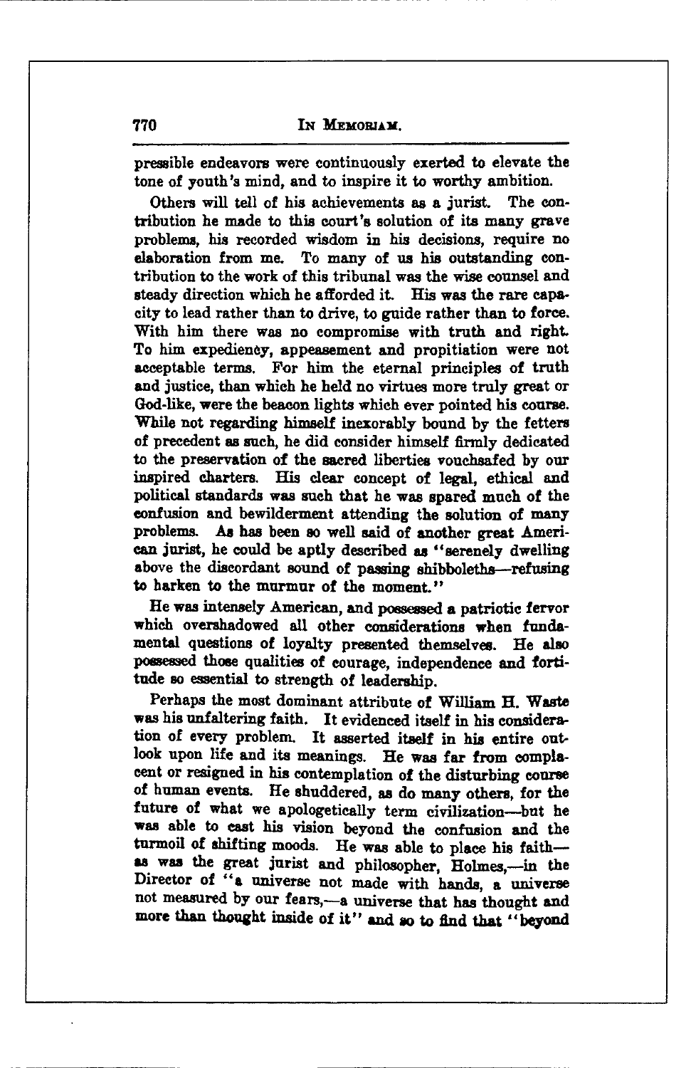pressible endeavors were continuously exerted to elevate the tone of youth's mind, and to inspire it to worthy ambition.

Others will tell of his achievements as a jurist. The contribution he made to this court's solution of its many grave problems, his recorded wisdom in his decisions, require no elaboration from me. To many of us his outstanding contribution to the work of this tribunal was the wise counsel and steady direction which he afforded it. His was the rare capacity to lead rather than to drive, to guide rather than to force. With him there was no compromise with truth and right. To him expediency, appeasement and propitiation were not acceptable terms. For him the eternal principles of truth and justice, than which he held no virtues more truly great or God-like, were the beacon lights which ever pointed his course. While not regarding himself inexorably bound by the fetters of precedent as such, he did consider himself firmly dedicated to the preservation of the sacred liberties vouchsafed by our inspired charters. His clear concept of legal, ethical and political standards was such that he was spared much of the confusion and bewilderment attending the solution of many problems. As has been so well said of another great American jurist, he could be aptly described as "serenely dwelling above the discordant sound of passing shibboleths—refusing to harken to the murmur of the moment."

He was intensely American, and possessed a patriotic fervor which overshadowed all other considerations when fundamental questions of loyalty presented themselves. He also possessed those qualities of courage, independence and fortitude so essential to strength of leadership.

Perhaps the most dominant attribute of William H. Waste was his unfaltering faith. It evidenced itself in his consideration of every problem. It asserted itself in his entire outlook upon life and its meanings. He was far from complacent or resigned in his contemplation of the disturbing course of human events. He shuddered, as do many others, for the future of what we apologetically term civilization—but he was able to cast his vision beyond the confusion and the turmoil of shifting moods. He was able to place his faith—as was the great jurist and philosopher, Holmes,—in the Director of "a universe not made with hands, a universe not measured by our fears,—a universe that has thought and more than thought inside of it" and so to find that "beyond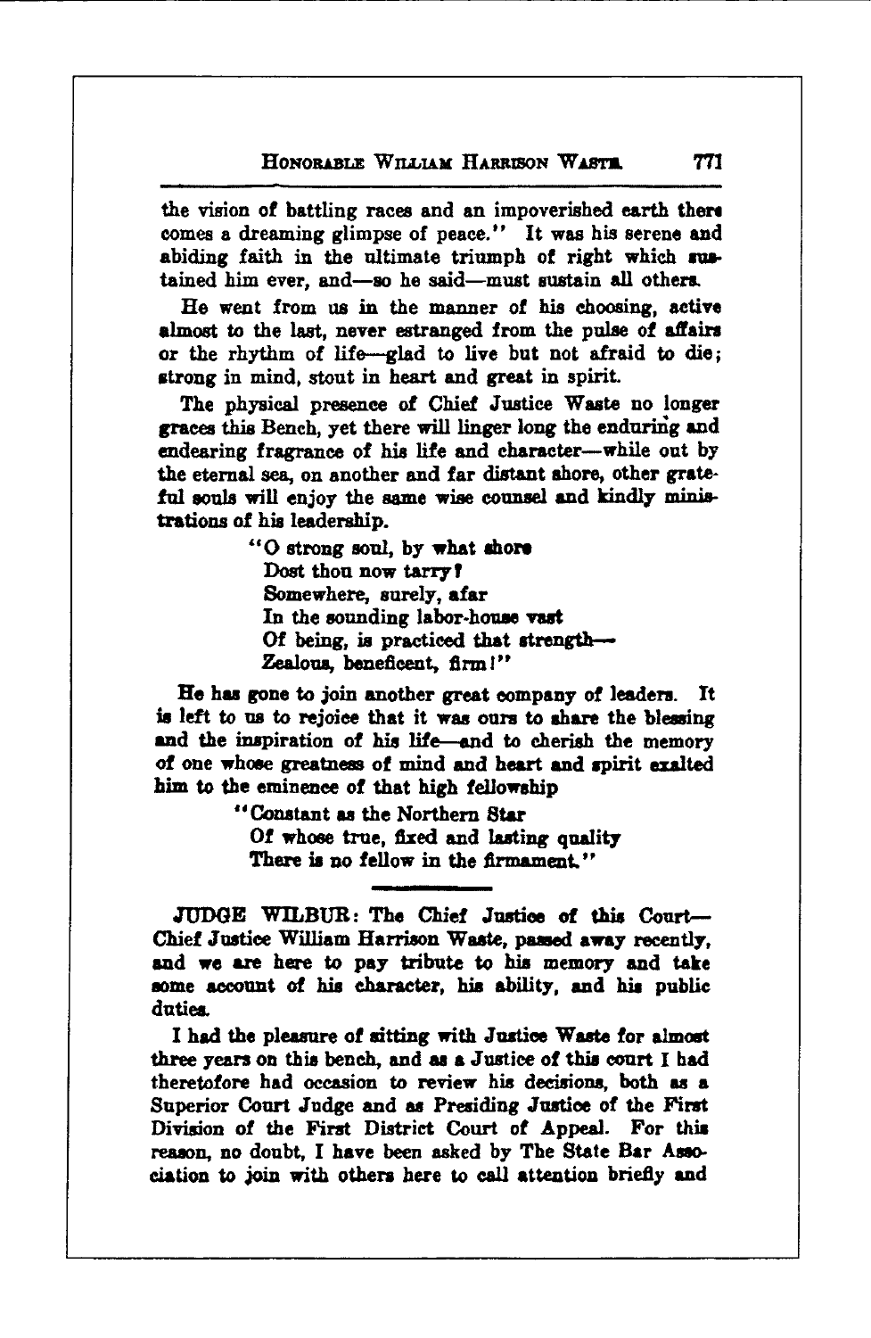the vision of battling races and an impoverished earth there comes a dreaming glimpse of peace." It was his serene and abiding faith in the ultimate triumph of right which sustained him ever, and—so he said—must sustain all others.

He went from us in the manner of his choosing, active almost to the last, never estranged from the pulse of affairs or the rhythm of life—glad to live but not afraid to die; strong in mind, stout in heart and great in spirit.

The physical presence of Chief Justice Waste no longer graces this Bench, yet there will linger long the enduring and endearing fragrance of his life and character—while out by the eternal sea, on another and far distant shore, other grateful souls will enjoy the same wise counsel and kindly ministrations of his leadership.

> "O strong soul, by what shore
> Dost thou now tarry?
> Somewhere, surely, afar
> In the sounding labor-house vast
> Of being, is practiced that strength—
> Zealous, beneficent, firm!"

He has gone to join another great company of leaders. It is left to us to rejoice that it was ours to share the blessing and the inspiration of his life—and to cherish the memory of one whose greatness of mind and heart and spirit exalted him to the eminence of that high fellowship

> "Constant as the Northern Star
> Of whose true, fixed and lasting quality
> There is no fellow in the firmament."

---

JUDGE WILBUR: The Chief Justice of this Court—Chief Justice William Harrison Waste, passed away recently, and we are here to pay tribute to his memory and take some account of his character, his ability, and his public duties.

I had the pleasure of sitting with Justice Waste for almost three years on this bench, and as a Justice of this court I had theretofore had occasion to review his decisions, both as a Superior Court Judge and as Presiding Justice of the First Division of the First District Court of Appeal. For this reason, no doubt, I have been asked by The State Bar Association to join with others here to call attention briefly and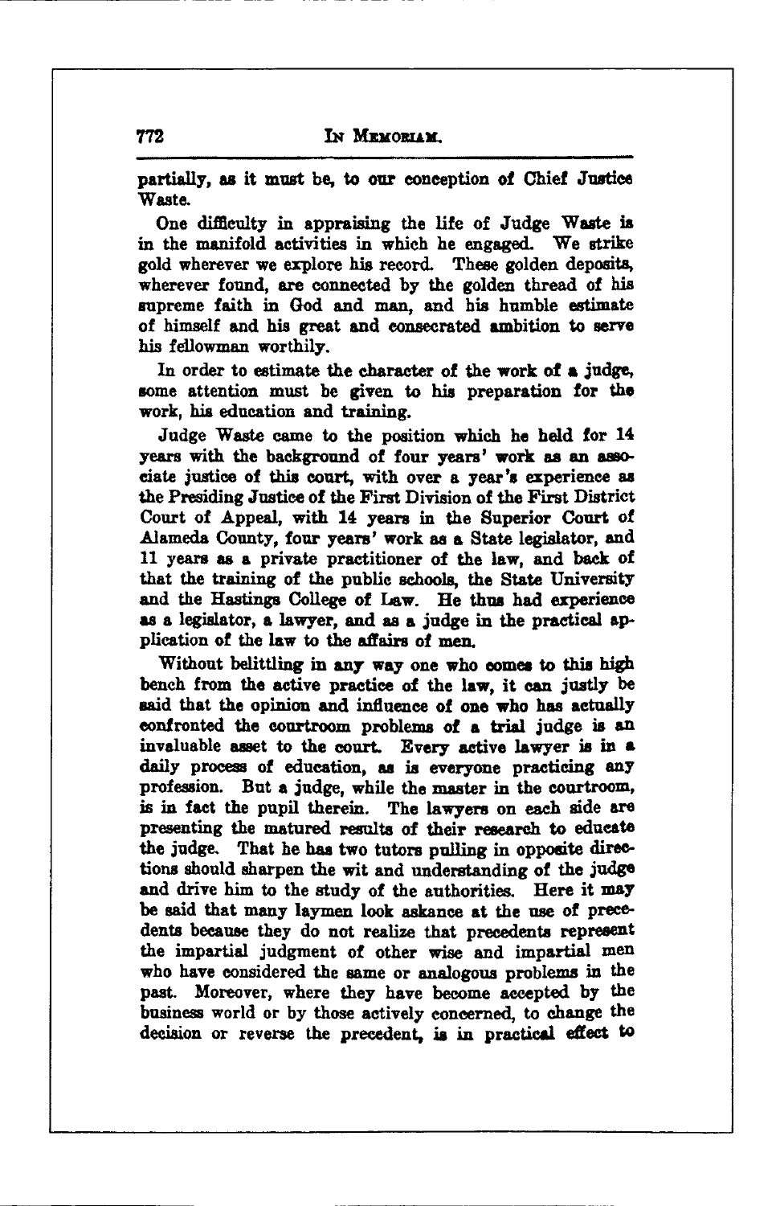partially, as it must be, to our conception of Chief Justice Waste.

One difficulty in appraising the life of Judge Waste is in the manifold activities in which he engaged. We strike gold wherever we explore his record. These golden deposits, wherever found, are connected by the golden thread of his supreme faith in God and man, and his humble estimate of himself and his great and consecrated ambition to serve his fellowman worthily.

In order to estimate the character of the work of a judge, some attention must be given to his preparation for the work, his education and training.

Judge Waste came to the position which he held for 14 years with the background of four years' work as an associate justice of this court, with over a year's experience as the Presiding Justice of the First Division of the First District Court of Appeal, with 14 years in the Superior Court of Alameda County, four years' work as a State legislator, and 11 years as a private practitioner of the law, and back of that the training of the public schools, the State University and the Hastings College of Law. He thus had experience as a legislator, a lawyer, and as a judge in the practical application of the law to the affairs of men.

Without belittling in any way one who comes to this high bench from the active practice of the law, it can justly be said that the opinion and influence of one who has actually confronted the courtroom problems of a trial judge is an invaluable asset to the court. Every active lawyer is in a daily process of education, as is everyone practicing any profession. But a judge, while the master in the courtroom, is in fact the pupil therein. The lawyers on each side are presenting the matured results of their research to educate the judge. That he has two tutors pulling in opposite directions should sharpen the wit and understanding of the judge and drive him to the study of the authorities. Here it may be said that many laymen look askance at the use of precedents because they do not realize that precedents represent the impartial judgment of other wise and impartial men who have considered the same or analogous problems in the past. Moreover, where they have become accepted by the business world or by those actively concerned, to change the decision or reverse the precedent, is in practical effect to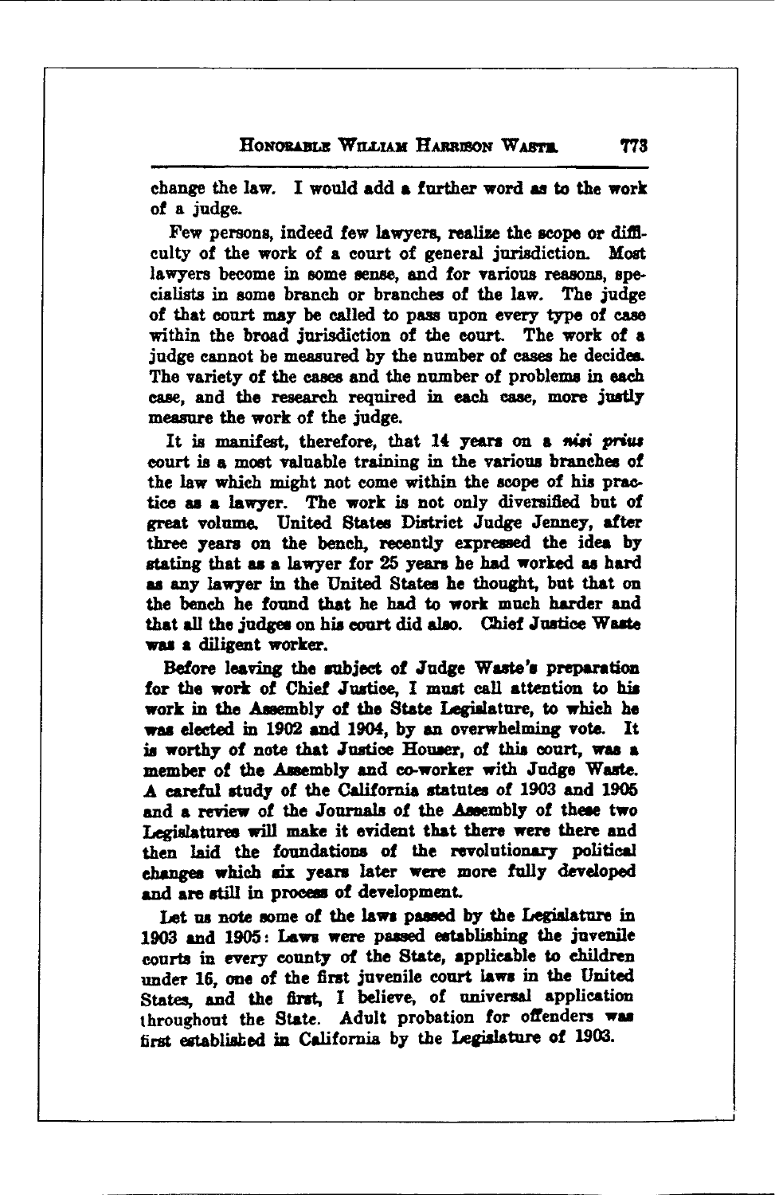change the law. I would add a further word as to the work of a judge.

Few persons, indeed few lawyers, realize the scope or difficulty of the work of a court of general jurisdiction. Most lawyers become in some sense, and for various reasons, specialists in some branch or branches of the law. The judge of that court may be called to pass upon every type of case within the broad jurisdiction of the court. The work of a judge cannot be measured by the number of cases he decides. The variety of the cases and the number of problems in each case, and the research required in each case, more justly measure the work of the judge.

It is manifest, therefore, that 14 years on a *nisi prius* court is a most valuable training in the various branches of the law which might not come within the scope of his practice as a lawyer. The work is not only diversified but of great volume. United States District Judge Jenney, after three years on the bench, recently expressed the idea by stating that as a lawyer for 25 years he had worked as hard as any lawyer in the United States he thought, but that on the bench he found that he had to work much harder and that all the judges on his court did also. Chief Justice Waste was a diligent worker.

Before leaving the subject of Judge Waste's preparation for the work of Chief Justice, I must call attention to his work in the Assembly of the State Legislature, to which he was elected in 1902 and 1904, by an overwhelming vote. It is worthy of note that Justice Houser, of this court, was a member of the Assembly and co-worker with Judge Waste. A careful study of the California statutes of 1903 and 1905 and a review of the Journals of the Assembly of these two Legislatures will make it evident that there were there and then laid the foundations of the revolutionary political changes which six years later were more fully developed and are still in process of development.

Let us note some of the laws passed by the Legislature in 1903 and 1905: Laws were passed establishing the juvenile courts in every county of the State, applicable to children under 16, one of the first juvenile court laws in the United States, and the first, I believe, of universal application throughout the State. Adult probation for offenders was first established in California by the Legislature of 1903.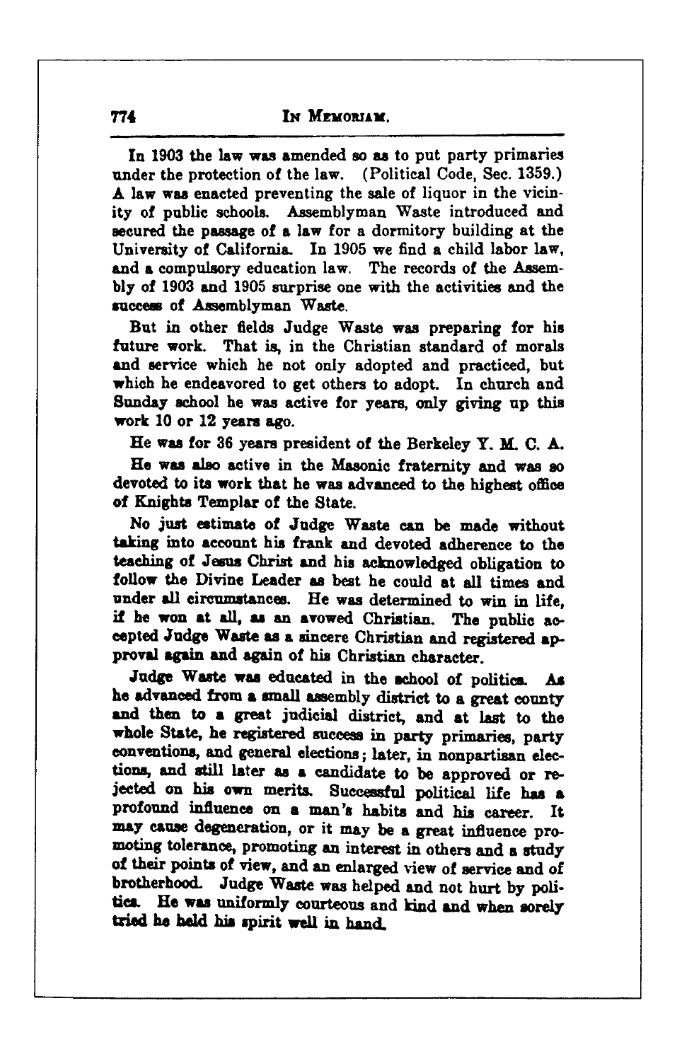In 1903 the law was amended so as to put party primaries under the protection of the law. (Political Code, Sec. 1359.) A law was enacted preventing the sale of liquor in the vicinity of public schools. Assemblyman Waste introduced and secured the passage of a law for a dormitory building at the University of California. In 1905 we find a child labor law, and a compulsory education law. The records of the Assembly of 1903 and 1905 surprise one with the activities and the success of Assemblyman Waste.

But in other fields Judge Waste was preparing for his future work. That is, in the Christian standard of morals and service which he not only adopted and practiced, but which he endeavored to get others to adopt. In church and Sunday school he was active for years, only giving up this work 10 or 12 years ago.

He was for 36 years president of the Berkeley Y. M. C. A.

He was also active in the Masonic fraternity and was so devoted to its work that he was advanced to the highest office of Knights Templar of the State.

No just estimate of Judge Waste can be made without taking into account his frank and devoted adherence to the teaching of Jesus Christ and his acknowledged obligation to follow the Divine Leader as best he could at all times and under all circumstances. He was determined to win in life, if he won at all, as an avowed Christian. The public accepted Judge Waste as a sincere Christian and registered approval again and again of his Christian character.

Judge Waste was educated in the school of politics. As he advanced from a small assembly district to a great county and then to a great judicial district, and at last to the whole State, he registered success in party primaries, party conventions, and general elections; later, in nonpartisan elections, and still later as a candidate to be approved or rejected on his own merits. Successful political life has a profound influence on a man's habits and his career. It may cause degeneration, or it may be a great influence promoting tolerance, promoting an interest in others and a study of their points of view, and an enlarged view of service and of brotherhood. Judge Waste was helped and not hurt by politics. He was uniformly courteous and kind and when sorely tried he held his spirit well in hand.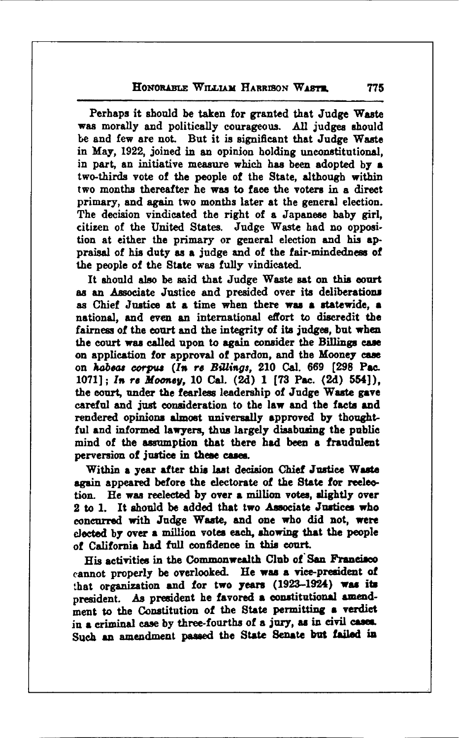Perhaps it should be taken for granted that Judge Waste was morally and politically courageous. All judges should be and few are not. But it is significant that Judge Waste in May, 1922, joined in an opinion holding unconstitutional, in part, an initiative measure which has been adopted by a two-thirds vote of the people of the State, although within two months thereafter he was to face the voters in a direct primary, and again two months later at the general election. The decision vindicated the right of a Japanese baby girl, citizen of the United States. Judge Waste had no opposition at either the primary or general election and his appraisal of his duty as a judge and of the fair-mindedness of the people of the State was fully vindicated.

It should also be said that Judge Waste sat on this court as an Associate Justice and presided over its deliberations as Chief Justice at a time when there was a statewide, a national, and even an international effort to discredit the fairness of the court and the integrity of its judges, but when the court was called upon to again consider the Billings case on application for approval of pardon, and the Mooney case on *habeas corpus* (*In re Billings*, 210 Cal. 669 [298 Pac. 1071]; *In re Mooney*, 10 Cal. (2d) 1 [73 Pac. (2d) 554]), the court, under the fearless leadership of Judge Waste gave careful and just consideration to the law and the facts and rendered opinions almost universally approved by thoughtful and informed lawyers, thus largely disabusing the public mind of the assumption that there had been a fraudulent perversion of justice in these cases.

Within a year after this last decision Chief Justice Waste again appeared before the electorate of the State for reelection. He was reelected by over a million votes, slightly over 2 to 1. It should be added that two Associate Justices who concurred with Judge Waste, and one who did not, were elected by over a million votes each, showing that the people of California had full confidence in this court.

His activities in the Commonwealth Club of San Francisco cannot properly be overlooked. He was a vice-president of that organization and for two years (1923–1924) was its president. As president he favored a constitutional amendment to the Constitution of the State permitting a verdict in a criminal case by three-fourths of a jury, as in civil cases. Such an amendment passed the State Senate but failed in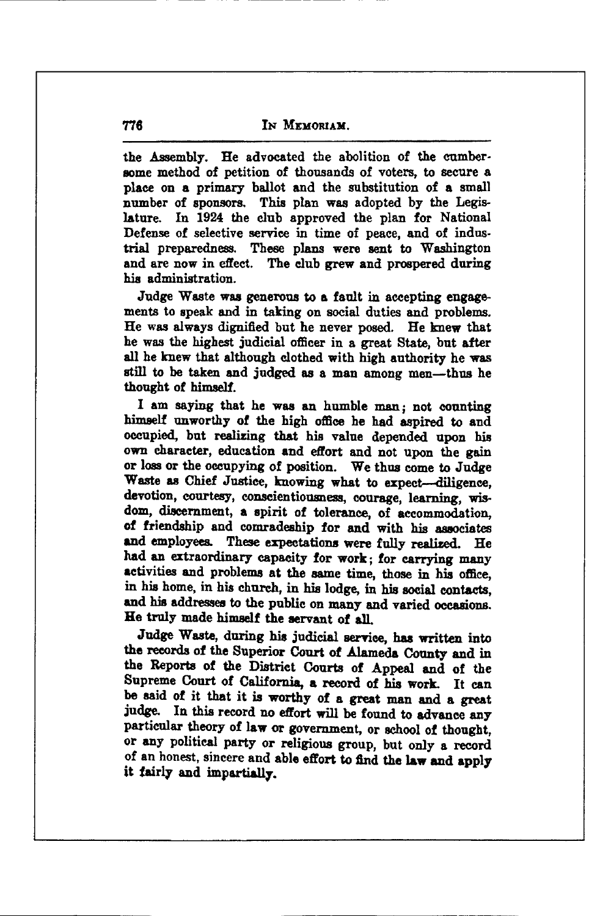the Assembly. He advocated the abolition of the cumbersome method of petition of thousands of voters, to secure a place on a primary ballot and the substitution of a small number of sponsors. This plan was adopted by the Legislature. In 1924 the club approved the plan for National Defense of selective service in time of peace, and of industrial preparedness. These plans were sent to Washington and are now in effect. The club grew and prospered during his administration.

Judge Waste was generous to a fault in accepting engagements to speak and in taking on social duties and problems. He was always dignified but he never posed. He knew that he was the highest judicial officer in a great State, but after all he knew that although clothed with high authority he was still to be taken and judged as a man among men—thus he thought of himself.

I am saying that he was an humble man; not counting himself unworthy of the high office he had aspired to and occupied, but realizing that his value depended upon his own character, education and effort and not upon the gain or loss or the occupying of position. We thus come to Judge Waste as Chief Justice, knowing what to expect—diligence, devotion, courtesy, conscientiousness, courage, learning, wisdom, discernment, a spirit of tolerance, of accommodation, of friendship and comradeship for and with his associates and employees. These expectations were fully realized. He had an extraordinary capacity for work; for carrying many activities and problems at the same time, those in his office, in his home, in his church, in his lodge, in his social contacts, and his addresses to the public on many and varied occasions. He truly made himself the servant of all.

Judge Waste, during his judicial service, has written into the records of the Superior Court of Alameda County and in the Reports of the District Courts of Appeal and of the Supreme Court of California, a record of his work. It can be said of it that it is worthy of a great man and a great judge. In this record no effort will be found to advance any particular theory of law or government, or school of thought, or any political party or religious group, but only a record of an honest, sincere and able effort to find the law and apply it fairly and impartially.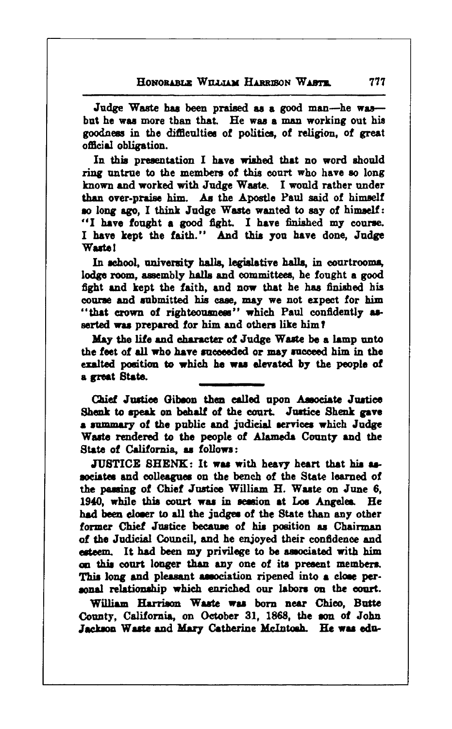Judge Waste has been praised as a good man—he was—but he was more than that. He was a man working out his goodness in the difficulties of politics, of religion, of great official obligation.

In this presentation I have wished that no word should ring untrue to the members of this court who have so long known and worked with Judge Waste. I would rather under than over-praise him. As the Apostle Paul said of himself so long ago, I think Judge Waste wanted to say of himself: "I have fought a good fight. I have finished my course. I have kept the faith." And this you have done, Judge Waste!

In school, university halls, legislative halls, in courtrooms, lodge room, assembly halls and committees, he fought a good fight and kept the faith, and now that he has finished his course and submitted his case, may we not expect for him "that crown of righteousness" which Paul confidently asserted was prepared for him and others like him?

May the life and character of Judge Waste be a lamp unto the feet of all who have succeeded or may succeed him in the exalted position to which he was elevated by the people of a great State.

---

Chief Justice Gibson then called upon Associate Justice Shenk to speak on behalf of the court. Justice Shenk gave a summary of the public and judicial services which Judge Waste rendered to the people of Alameda County and the State of California, as follows:

JUSTICE SHENK: It was with heavy heart that his associates and colleagues on the bench of the State learned of the passing of Chief Justice William H. Waste on June 6, 1940, while this court was in session at Los Angeles. He had been closer to all the judges of the State than any other former Chief Justice because of his position as Chairman of the Judicial Council, and he enjoyed their confidence and esteem. It had been my privilege to be associated with him on this court longer than any one of its present members. This long and pleasant association ripened into a close personal relationship which enriched our labors on the court.

William Harrison Waste was born near Chico, Butte County, California, on October 31, 1868, the son of John Jackson Waste and Mary Catherine McIntosh. He was edu-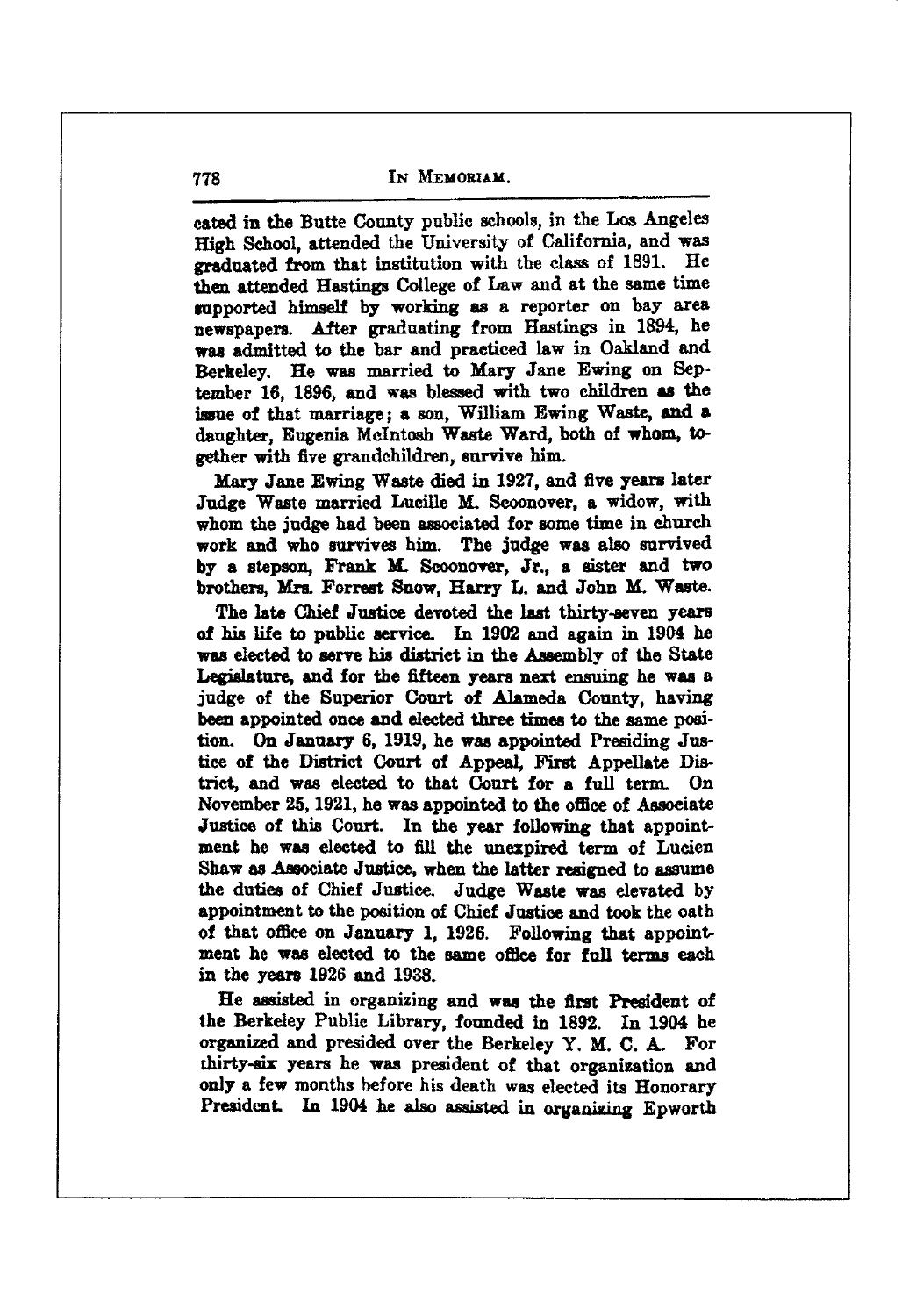cated in the Butte County public schools, in the Los Angeles High School, attended the University of California, and was graduated from that institution with the class of 1891. He then attended Hastings College of Law and at the same time supported himself by working as a reporter on bay area newspapers. After graduating from Hastings in 1894, he was admitted to the bar and practiced law in Oakland and Berkeley. He was married to Mary Jane Ewing on September 16, 1896, and was blessed with two children as the issue of that marriage; a son, William Ewing Waste, and a daughter, Eugenia McIntosh Waste Ward, both of whom, together with five grandchildren, survive him.

Mary Jane Ewing Waste died in 1927, and five years later Judge Waste married Lucille M. Scoonover, a widow, with whom the judge had been associated for some time in church work and who survives him. The judge was also survived by a stepson, Frank M. Scoonover, Jr., a sister and two brothers, Mrs. Forrest Snow, Harry L. and John M. Waste.

The late Chief Justice devoted the last thirty-seven years of his life to public service. In 1902 and again in 1904 he was elected to serve his district in the Assembly of the State Legislature, and for the fifteen years next ensuing he was a judge of the Superior Court of Alameda County, having been appointed once and elected three times to the same position. On January 6, 1919, he was appointed Presiding Justice of the District Court of Appeal, First Appellate District, and was elected to that Court for a full term. On November 25, 1921, he was appointed to the office of Associate Justice of this Court. In the year following that appointment he was elected to fill the unexpired term of Lucien Shaw as Associate Justice, when the latter resigned to assume the duties of Chief Justice. Judge Waste was elevated by appointment to the position of Chief Justice and took the oath of that office on January 1, 1926. Following that appointment he was elected to the same office for full terms each in the years 1926 and 1938.

He assisted in organizing and was the first President of the Berkeley Public Library, founded in 1892. In 1904 he organized and presided over the Berkeley Y. M. C. A. For thirty-six years he was president of that organization and only a few months before his death was elected its Honorary President. In 1904 he also assisted in organizing Epworth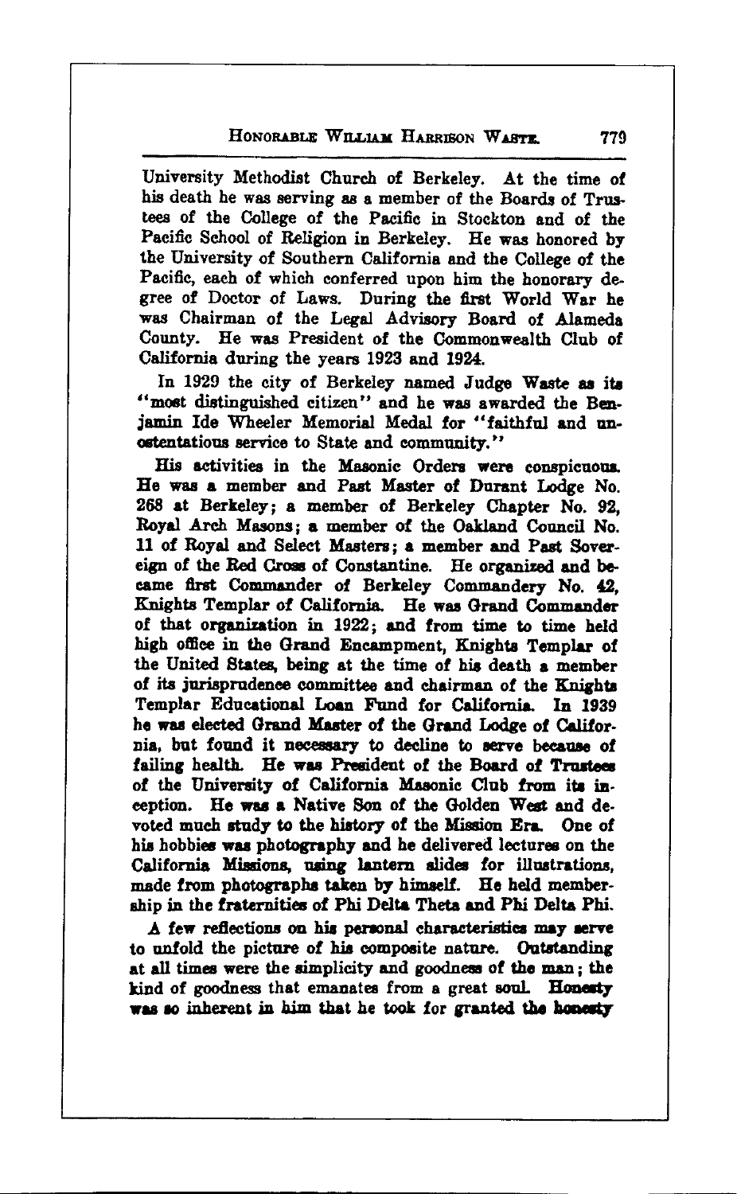University Methodist Church of Berkeley. At the time of his death he was serving as a member of the Boards of Trustees of the College of the Pacific in Stockton and of the Pacific School of Religion in Berkeley. He was honored by the University of Southern California and the College of the Pacific, each of which conferred upon him the honorary degree of Doctor of Laws. During the first World War he was Chairman of the Legal Advisory Board of Alameda County. He was President of the Commonwealth Club of California during the years 1923 and 1924.

In 1929 the city of Berkeley named Judge Waste as its "most distinguished citizen" and he was awarded the Benjamin Ide Wheeler Memorial Medal for "faithful and unostentatious service to State and community."

His activities in the Masonic Orders were conspicuous. He was a member and Past Master of Durant Lodge No. 268 at Berkeley; a member of Berkeley Chapter No. 92, Royal Arch Masons; a member of the Oakland Council No. 11 of Royal and Select Masters; a member and Past Sovereign of the Red Cross of Constantine. He organized and became first Commander of Berkeley Commandery No. 42, Knights Templar of California. He was Grand Commander of that organization in 1922; and from time to time held high office in the Grand Encampment, Knights Templar of the United States, being at the time of his death a member of its jurisprudence committee and chairman of the Knights Templar Educational Loan Fund for California. In 1939 he was elected Grand Master of the Grand Lodge of California, but found it necessary to decline to serve because of failing health. He was President of the Board of Trustees of the University of California Masonic Club from its inception. He was a Native Son of the Golden West and devoted much study to the history of the Mission Era. One of his hobbies was photography and he delivered lectures on the California Missions, using lantern slides for illustrations, made from photographs taken by himself. He held membership in the fraternities of Phi Delta Theta and Phi Delta Phi.

A few reflections on his personal characteristics may serve to unfold the picture of his composite nature. Outstanding at all times were the simplicity and goodness of the man; the kind of goodness that emanates from a great soul. Honesty was so inherent in him that he took for granted the honesty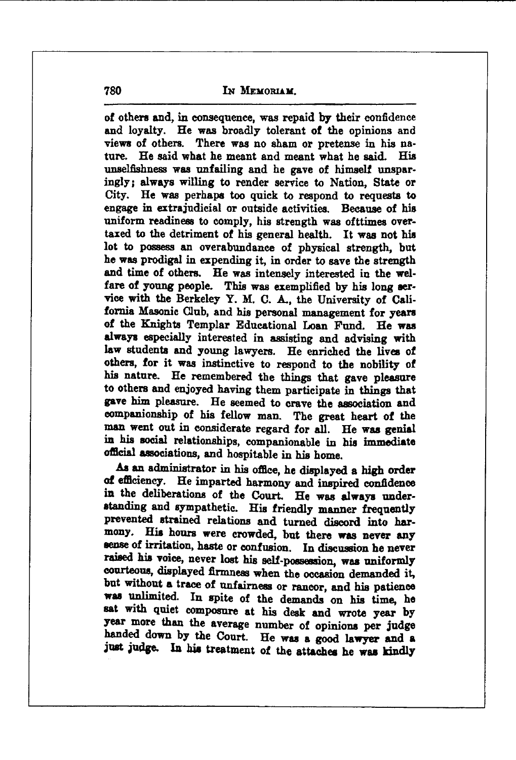of others and, in consequence, was repaid by their confidence and loyalty. He was broadly tolerant of the opinions and views of others. There was no sham or pretense in his nature. He said what he meant and meant what he said. His unselfishness was unfailing and he gave of himself unsparingly; always willing to render service to Nation, State or City. He was perhaps too quick to respond to requests to engage in extrajudicial or outside activities. Because of his uniform readiness to comply, his strength was ofttimes overtaxed to the detriment of his general health. It was not his lot to possess an overabundance of physical strength, but he was prodigal in expending it, in order to save the strength and time of others. He was intensely interested in the welfare of young people. This was exemplified by his long service with the Berkeley Y. M. C. A., the University of California Masonic Club, and his personal management for years of the Knights Templar Educational Loan Fund. He was always especially interested in assisting and advising with law students and young lawyers. He enriched the lives of others, for it was instinctive to respond to the nobility of his nature. He remembered the things that gave pleasure to others and enjoyed having them participate in things that gave him pleasure. He seemed to crave the association and companionship of his fellow man. The great heart of the man went out in considerate regard for all. He was genial in his social relationships, companionable in his immediate official associations, and hospitable in his home.

As an administrator in his office, he displayed a high order of efficiency. He imparted harmony and inspired confidence in the deliberations of the Court. He was always understanding and sympathetic. His friendly manner frequently prevented strained relations and turned discord into harmony. His hours were crowded, but there was never any sense of irritation, haste or confusion. In discussion he never raised his voice, never lost his self-possession, was uniformly courteous, displayed firmness when the occasion demanded it, but without a trace of unfairness or rancor, and his patience was unlimited. In spite of the demands on his time, he sat with quiet composure at his desk and wrote year by year more than the average number of opinions per judge handed down by the Court. He was a good lawyer and a just judge. In his treatment of the attaches he was kindly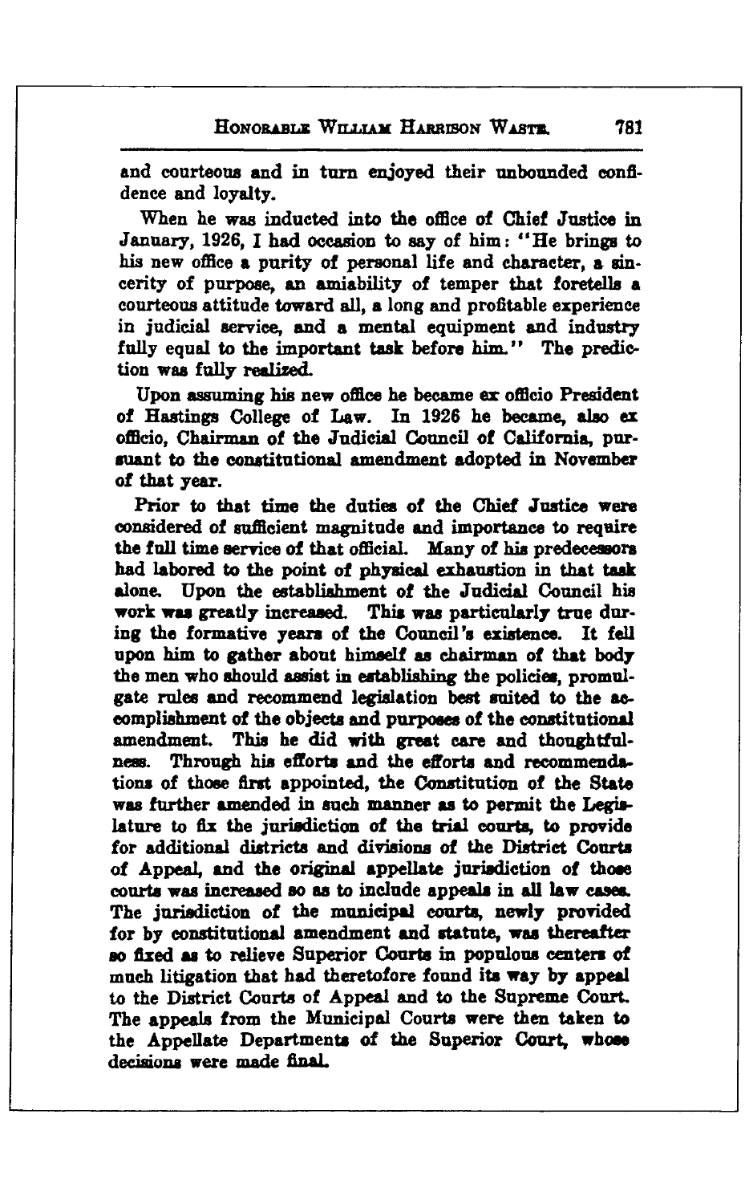and courteous and in turn enjoyed their unbounded confidence and loyalty.

When he was inducted into the office of Chief Justice in January, 1926, I had occasion to say of him: "He brings to his new office a purity of personal life and character, a sincerity of purpose, an amiability of temper that foretells a courteous attitude toward all, a long and profitable experience in judicial service, and a mental equipment and industry fully equal to the important task before him." The prediction was fully realized.

Upon assuming his new office he became ex officio President of Hastings College of Law. In 1926 he became, also ex officio, Chairman of the Judicial Council of California, pursuant to the constitutional amendment adopted in November of that year.

Prior to that time the duties of the Chief Justice were considered of sufficient magnitude and importance to require the full time service of that official. Many of his predecessors had labored to the point of physical exhaustion in that task alone. Upon the establishment of the Judicial Council his work was greatly increased. This was particularly true during the formative years of the Council's existence. It fell upon him to gather about himself as chairman of that body the men who should assist in establishing the policies, promulgate rules and recommend legislation best suited to the accomplishment of the objects and purposes of the constitutional amendment. This he did with great care and thoughtfulness. Through his efforts and the efforts and recommendations of those first appointed, the Constitution of the State was further amended in such manner as to permit the Legislature to fix the jurisdiction of the trial courts, to provide for additional districts and divisions of the District Courts of Appeal, and the original appellate jurisdiction of those courts was increased so as to include appeals in all law cases. The jurisdiction of the municipal courts, newly provided for by constitutional amendment and statute, was thereafter so fixed as to relieve Superior Courts in populous centers of much litigation that had theretofore found its way by appeal to the District Courts of Appeal and to the Supreme Court. The appeals from the Municipal Courts were then taken to the Appellate Departments of the Superior Court, whose decisions were made final.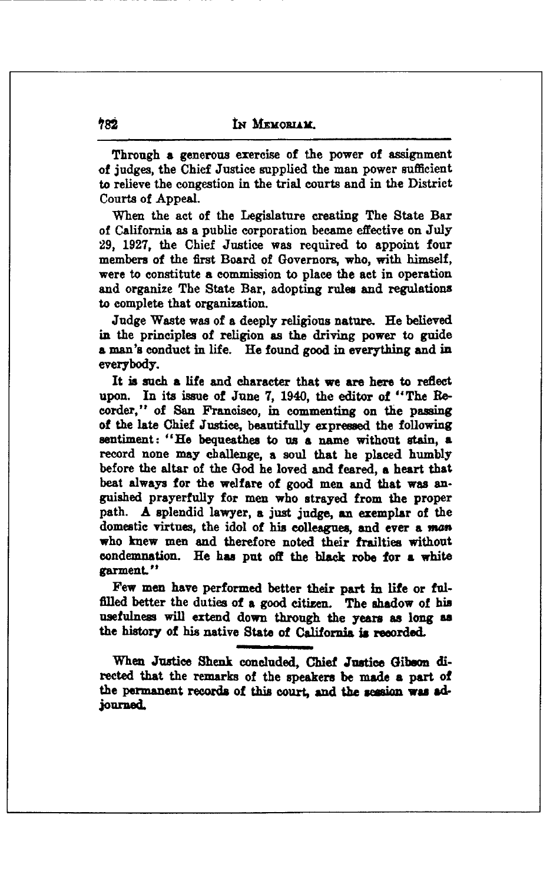Through a generous exercise of the power of assignment of judges, the Chief Justice supplied the man power sufficient to relieve the congestion in the trial courts and in the District Courts of Appeal.

When the act of the Legislature creating The State Bar of California as a public corporation became effective on July 29, 1927, the Chief Justice was required to appoint four members of the first Board of Governors, who, with himself, were to constitute a commission to place the act in operation and organize The State Bar, adopting rules and regulations to complete that organization.

Judge Waste was of a deeply religious nature. He believed in the principles of religion as the driving power to guide a man's conduct in life. He found good in everything and in everybody.

It is such a life and character that we are here to reflect upon. In its issue of June 7, 1940, the editor of "The Recorder," of San Francisco, in commenting on the passing of the late Chief Justice, beautifully expressed the following sentiment: "He bequeathes to us a name without stain, a record none may challenge, a soul that he placed humbly before the altar of the God he loved and feared, a heart that beat always for the welfare of good men and that was anguished prayerfully for men who strayed from the proper path. A splendid lawyer, a just judge, an exemplar of the domestic virtues, the idol of his colleagues, and ever a *man* who knew men and therefore noted their frailties without condemnation. He has put off the black robe for a white garment."

Few men have performed better their part in life or fulfilled better the duties of a good citizen. The shadow of his usefulness will extend down through the years as long as the history of his native State of California is recorded.

---

When Justice Shenk concluded, Chief Justice Gibson directed that the remarks of the speakers be made a part of the permanent records of this court, and the session was adjourned.